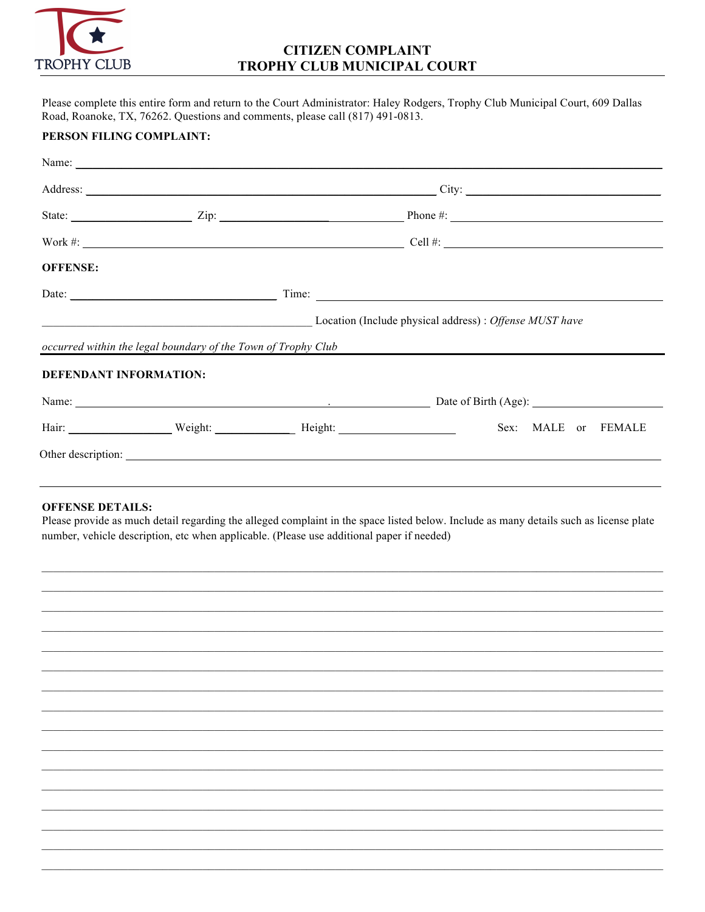TROPHY CLUB

# CITIZEN COMPLAINT
# TROPHY CLUB MUNICIPAL COURT

Please complete this entire form and return to the Court Administrator: Haley Rodgers, Trophy Club Municipal Court, 609 Dallas Road, Roanoke, TX, 76262. Questions and comments, please call (817) 491-0813.

**PERSON FILING COMPLAINT:**

Name: ______________________________________________

Address: ______________________________ City: ____________________

State: ____________ Zip: ______________ Phone #: ____________________

Work #: ______________________________ Cell #: ____________________

**OFFENSE:**

Date: ____________________ Time: ______________________________

______________________________ Location (Include physical address) : *Offense MUST have occurred within the legal boundary of the Town of Trophy Club*

**DEFENDANT INFORMATION:**

Name: ______________________________ Date of Birth (Age): ____________

Hair: __________ Weight: __________ Height: __________ Sex: MALE or FEMALE

Other description: ______________________________________________

______________________________________________

**OFFENSE DETAILS:**
Please provide as much detail regarding the alleged complaint in the space listed below. Include as many details such as license plate number, vehicle description, etc when applicable. (Please use additional paper if needed)

______________________________________________

______________________________________________

______________________________________________

______________________________________________

______________________________________________

______________________________________________

______________________________________________

______________________________________________

______________________________________________

______________________________________________

______________________________________________

______________________________________________

______________________________________________

______________________________________________

______________________________________________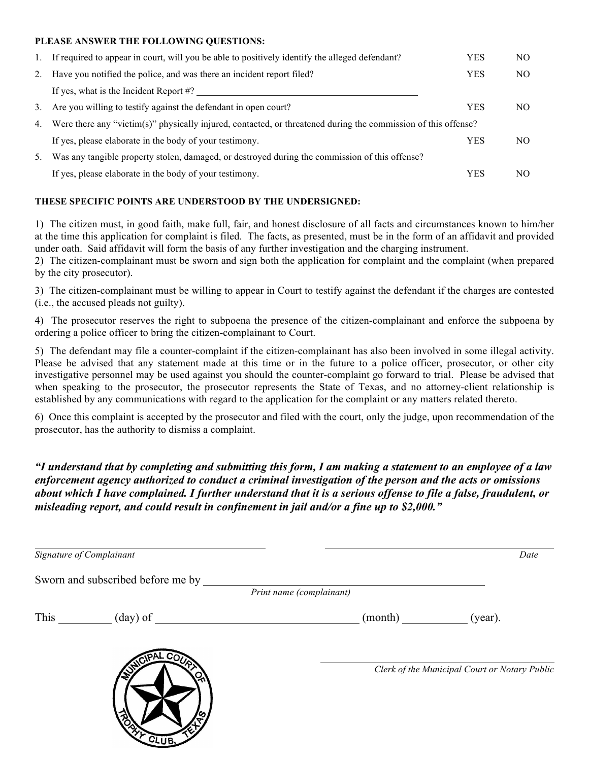**PLEASE ANSWER THE FOLLOWING QUESTIONS:**

1. If required to appear in court, will you be able to positively identify the alleged defendant? YES NO
2. Have you notified the police, and was there an incident report filed? YES NO

   If yes, what is the Incident Report #? ______________________________
3. Are you willing to testify against the defendant in open court? YES NO
4. Were there any "victim(s)" physically injured, contacted, or threatened during the commission of this offense?

   If yes, please elaborate in the body of your testimony. YES NO
5. Was any tangible property stolen, damaged, or destroyed during the commission of this offense?

   If yes, please elaborate in the body of your testimony. YES NO

**THESE SPECIFIC POINTS ARE UNDERSTOOD BY THE UNDERSIGNED:**

1) The citizen must, in good faith, make full, fair, and honest disclosure of all facts and circumstances known to him/her at the time this application for complaint is filed. The facts, as presented, must be in the form of an affidavit and provided under oath. Said affidavit will form the basis of any further investigation and the charging instrument.

2) The citizen-complainant must be sworn and sign both the application for complaint and the complaint (when prepared by the city prosecutor).

3) The citizen-complainant must be willing to appear in Court to testify against the defendant if the charges are contested (i.e., the accused pleads not guilty).

4) The prosecutor reserves the right to subpoena the presence of the citizen-complainant and enforce the subpoena by ordering a police officer to bring the citizen-complainant to Court.

5) The defendant may file a counter-complaint if the citizen-complainant has also been involved in some illegal activity. Please be advised that any statement made at this time or in the future to a police officer, prosecutor, or other city investigative personnel may be used against you should the counter-complaint go forward to trial. Please be advised that when speaking to the prosecutor, the prosecutor represents the State of Texas, and no attorney-client relationship is established by any communications with regard to the application for the complaint or any matters related thereto.

6) Once this complaint is accepted by the prosecutor and filed with the court, only the judge, upon recommendation of the prosecutor, has the authority to dismiss a complaint.

***"I understand that by completing and submitting this form, I am making a statement to an employee of a law enforcement agency authorized to conduct a criminal investigation of the person and the acts or omissions about which I have complained. I further understand that it is a serious offense to file a false, fraudulent, or misleading report, and could result in confinement in jail and/or a fine up to $2,000."***

______________________________ ______________________________

*Signature of Complainant* *Date*

Sworn and subscribed before me by ______________________________

*Print name (complainant)*

This _________ (day) of ______________________________ (month) ___________ (year).

MUNICIPAL COURT OF TROPHY CLUB, TEXAS

______________________________

*Clerk of the Municipal Court or Notary Public*